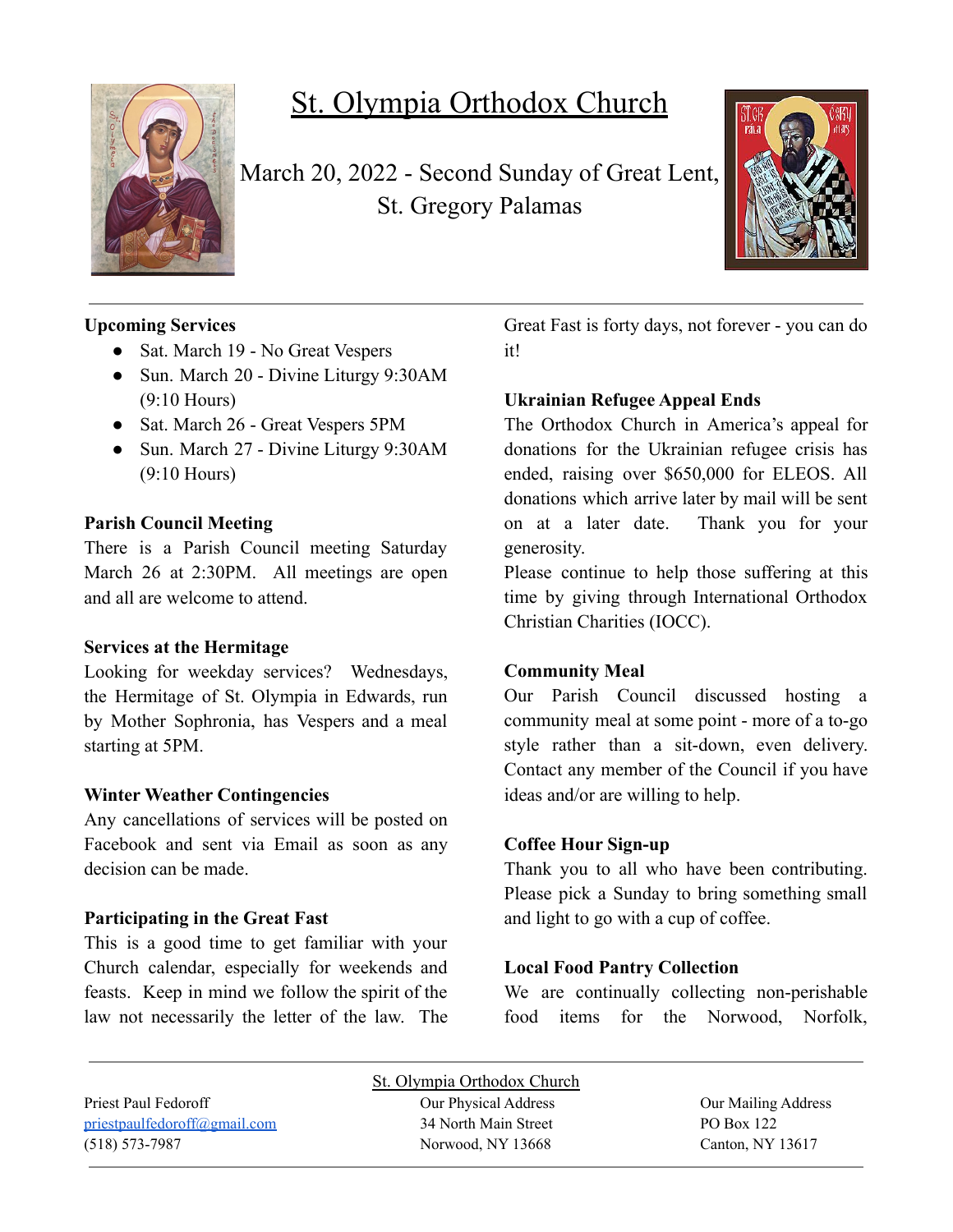# St. Olympia Orthodox Church

March 20, 2022 - Second Sunday of Great Lent, St. Gregory Palamas

**Upcoming Services**

- Sat. March 19 - No Great Vespers
- Sun. March 20 - Divine Liturgy 9:30AM (9:10 Hours)
- Sat. March 26 - Great Vespers 5PM
- Sun. March 27 - Divine Liturgy 9:30AM (9:10 Hours)

**Parish Council Meeting**

There is a Parish Council meeting Saturday March 26 at 2:30PM. All meetings are open and all are welcome to attend.

**Services at the Hermitage**

Looking for weekday services? Wednesdays, the Hermitage of St. Olympia in Edwards, run by Mother Sophronia, has Vespers and a meal starting at 5PM.

**Winter Weather Contingencies**

Any cancellations of services will be posted on Facebook and sent via Email as soon as any decision can be made.

**Participating in the Great Fast**

This is a good time to get familiar with your Church calendar, especially for weekends and feasts. Keep in mind we follow the spirit of the law not necessarily the letter of the law. The Great Fast is forty days, not forever - you can do it!

**Ukrainian Refugee Appeal Ends**

The Orthodox Church in America's appeal for donations for the Ukrainian refugee crisis has ended, raising over $650,000 for ELEOS. All donations which arrive later by mail will be sent on at a later date. Thank you for your generosity.

Please continue to help those suffering at this time by giving through International Orthodox Christian Charities (IOCC).

**Community Meal**

Our Parish Council discussed hosting a community meal at some point - more of a to-go style rather than a sit-down, even delivery. Contact any member of the Council if you have ideas and/or are willing to help.

**Coffee Hour Sign-up**

Thank you to all who have been contributing. Please pick a Sunday to bring something small and light to go with a cup of coffee.

**Local Food Pantry Collection**

We are continually collecting non-perishable food items for the Norwood, Norfolk,

---

St. Olympia Orthodox Church

Priest Paul Fedoroff
priestpaulfedoroff@gmail.com
(518) 573-7987

Our Physical Address
34 North Main Street
Norwood, NY 13668

Our Mailing Address
PO Box 122
Canton, NY 13617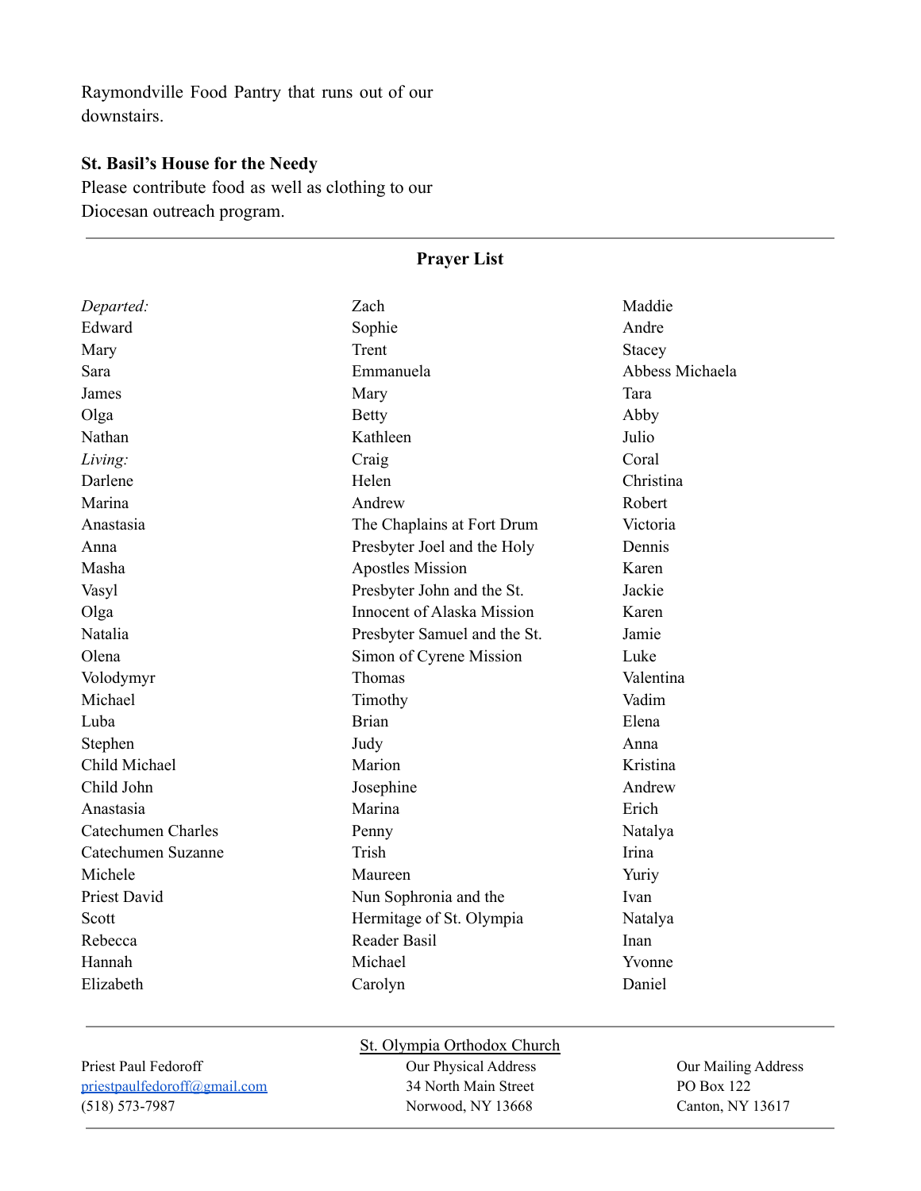Raymondville Food Pantry that runs out of our downstairs.

**St. Basil's House for the Needy**
Please contribute food as well as clothing to our Diocesan outreach program.

---

**Prayer List**

*Departed:*
Edward
Mary
Sara
James
Olga
Nathan

*Living:*
Darlene
Marina
Anastasia
Anna
Masha
Vasyl
Olga
Natalia
Olena
Volodymyr
Michael
Luba
Stephen
Child Michael
Child John
Anastasia
Catechumen Charles
Catechumen Suzanne
Michele
Priest David
Scott
Rebecca
Hannah
Elizabeth
Zach
Sophie
Trent
Emmanuela
Mary
Betty
Kathleen
Craig
Helen
Andrew
The Chaplains at Fort Drum
Presbyter Joel and the Holy Apostles Mission
Presbyter John and the St. Innocent of Alaska Mission
Presbyter Samuel and the St. Simon of Cyrene Mission
Thomas
Timothy
Brian
Judy
Marion
Josephine
Marina
Penny
Trish
Maureen
Nun Sophronia and the Hermitage of St. Olympia
Reader Basil
Michael
Carolyn
Maddie
Andre
Stacey
Abbess Michaela
Tara
Abby
Julio
Coral
Christina
Robert
Victoria
Dennis
Karen
Jackie
Karen
Jamie
Luke
Valentina
Vadim
Elena
Anna
Kristina
Andrew
Erich
Natalya
Irina
Yuriy
Ivan
Natalya
Inan
Yvonne
Daniel

---

St. Olympia Orthodox Church

Priest Paul Fedoroff
priestpaulfedoroff@gmail.com
(518) 573-7987

Our Physical Address
34 North Main Street
Norwood, NY 13668

Our Mailing Address
PO Box 122
Canton, NY 13617